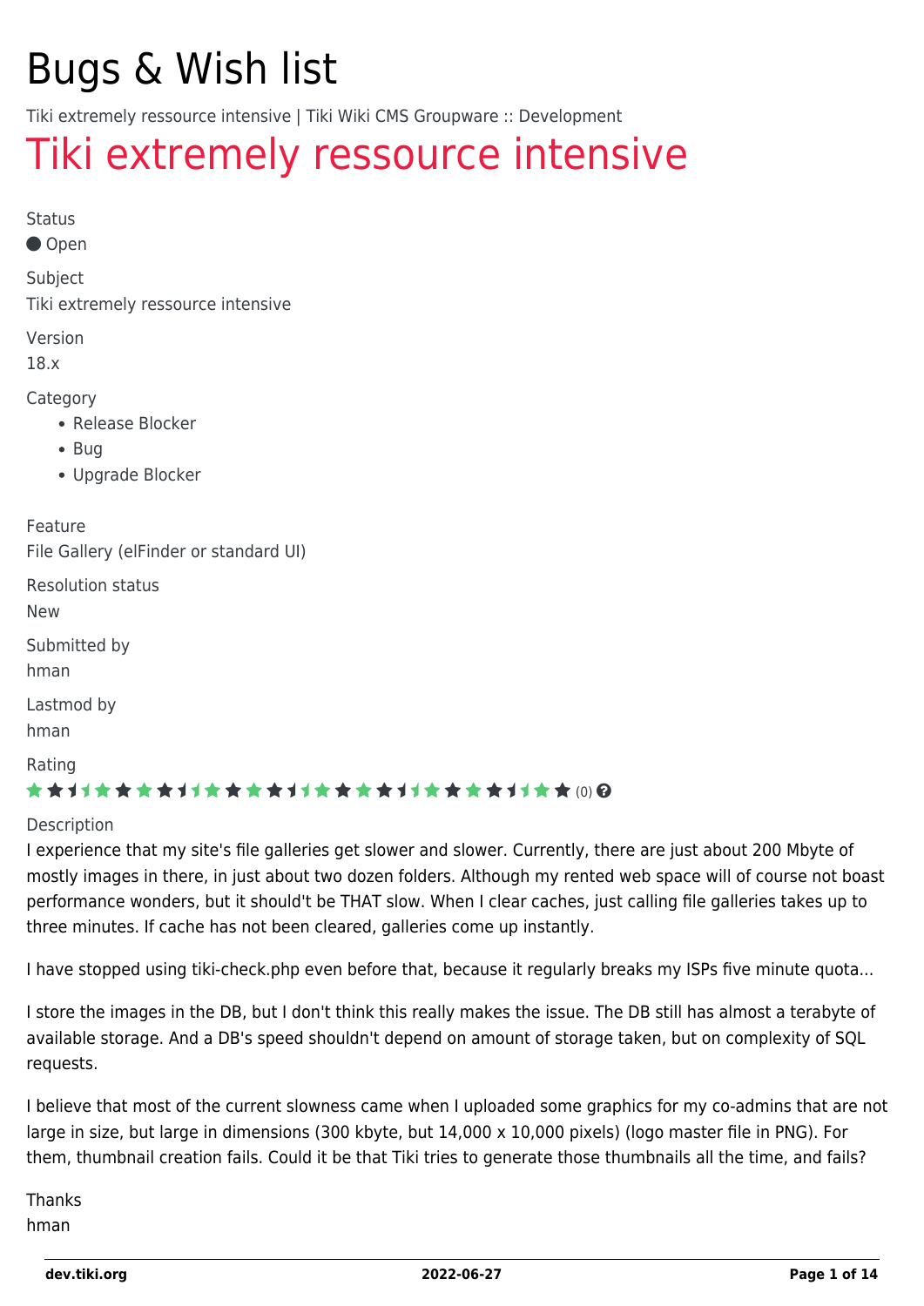# Bugs & Wish list

Tiki extremely ressource intensive | Tiki Wiki CMS Groupware :: Development

## Tiki extremely ressource intensive

Status

● Open

Subject

Tiki extremely ressource intensive

Version

18.x

Category

- Release Blocker
- Bug
- Upgrade Blocker

Feature

File Gallery (elFinder or standard UI)

Resolution status

New

Submitted by

hman

Lastmod by

hman

Rating

(0)

Description

I experience that my site's file galleries get slower and slower. Currently, there are just about 200 Mbyte of mostly images in there, in just about two dozen folders. Although my rented web space will of course not boast performance wonders, but it should't be THAT slow. When I clear caches, just calling file galleries takes up to three minutes. If cache has not been cleared, galleries come up instantly.

I have stopped using tiki-check.php even before that, because it regularly breaks my ISPs five minute quota...

I store the images in the DB, but I don't think this really makes the issue. The DB still has almost a terabyte of available storage. And a DB's speed shouldn't depend on amount of storage taken, but on complexity of SQL requests.

I believe that most of the current slowness came when I uploaded some graphics for my co-admins that are not large in size, but large in dimensions (300 kbyte, but 14,000 x 10,000 pixels) (logo master file in PNG). For them, thumbnail creation fails. Could it be that Tiki tries to generate those thumbnails all the time, and fails?

Thanks
hman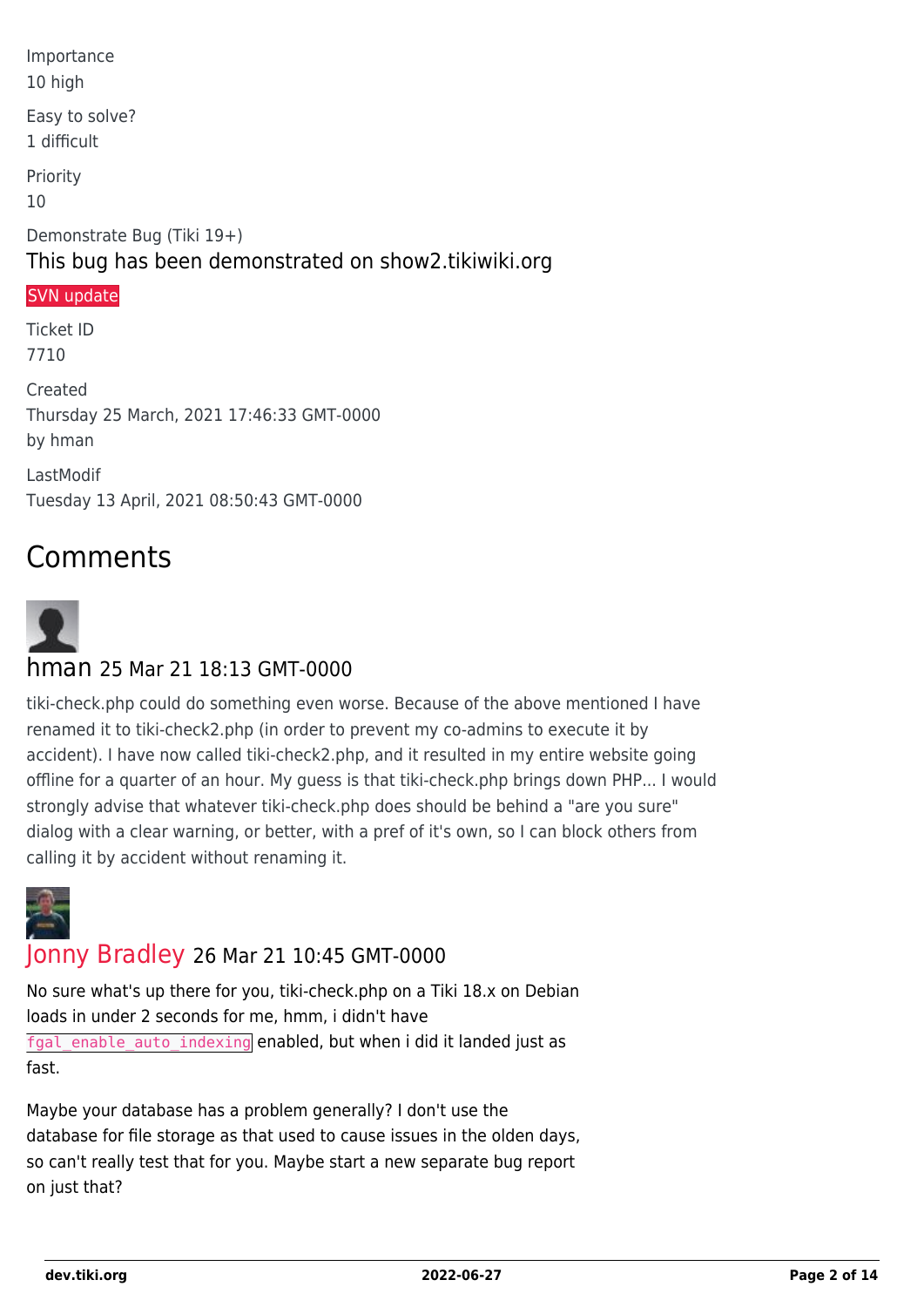Importance
10 high

Easy to solve?
1 difficult

Priority
10

Demonstrate Bug (Tiki 19+)

This bug has been demonstrated on show2.tikiwiki.org

SVN update

Ticket ID
7710

Created
Thursday 25 March, 2021 17:46:33 GMT-0000
by hman

LastModif
Tuesday 13 April, 2021 08:50:43 GMT-0000

# Comments

## hman 25 Mar 21 18:13 GMT-0000

tiki-check.php could do something even worse. Because of the above mentioned I have renamed it to tiki-check2.php (in order to prevent my co-admins to execute it by accident). I have now called tiki-check2.php, and it resulted in my entire website going offline for a quarter of an hour. My guess is that tiki-check.php brings down PHP... I would strongly advise that whatever tiki-check.php does should be behind a "are you sure" dialog with a clear warning, or better, with a pref of it's own, so I can block others from calling it by accident without renaming it.

## Jonny Bradley 26 Mar 21 10:45 GMT-0000

No sure what's up there for you, tiki-check.php on a Tiki 18.x on Debian loads in under 2 seconds for me, hmm, i didn't have `fgal_enable_auto_indexing` enabled, but when i did it landed just as fast.

Maybe your database has a problem generally? I don't use the database for file storage as that used to cause issues in the olden days, so can't really test that for you. Maybe start a new separate bug report on just that?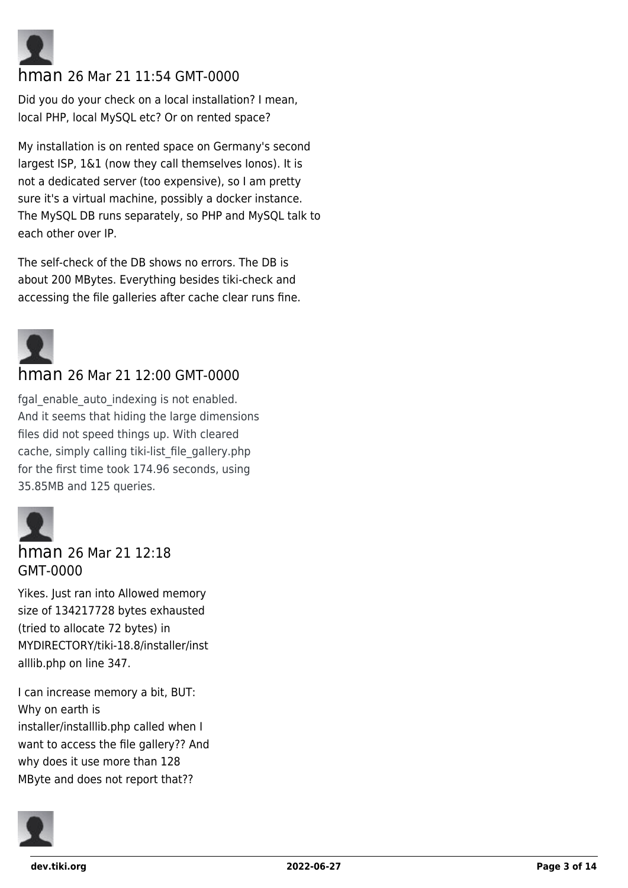**hman** 26 Mar 21 11:54 GMT-0000

Did you do your check on a local installation? I mean, local PHP, local MySQL etc? Or on rented space?

My installation is on rented space on Germany's second largest ISP, 1&1 (now they call themselves Ionos). It is not a dedicated server (too expensive), so I am pretty sure it's a virtual machine, possibly a docker instance. The MySQL DB runs separately, so PHP and MySQL talk to each other over IP.

The self-check of the DB shows no errors. The DB is about 200 MBytes. Everything besides tiki-check and accessing the file galleries after cache clear runs fine.

**hman** 26 Mar 21 12:00 GMT-0000

fgal_enable_auto_indexing is not enabled.
And it seems that hiding the large dimensions files did not speed things up. With cleared cache, simply calling tiki-list_file_gallery.php for the first time took 174.96 seconds, using 35.85MB and 125 queries.

**hman** 26 Mar 21 12:18 GMT-0000

Yikes. Just ran into Allowed memory size of 134217728 bytes exhausted (tried to allocate 72 bytes) in MYDIRECTORY/tiki-18.8/installer/installlib.php on line 347.

I can increase memory a bit, BUT: Why on earth is installer/installlib.php called when I want to access the file gallery?? And why does it use more than 128 MByte and does not report that??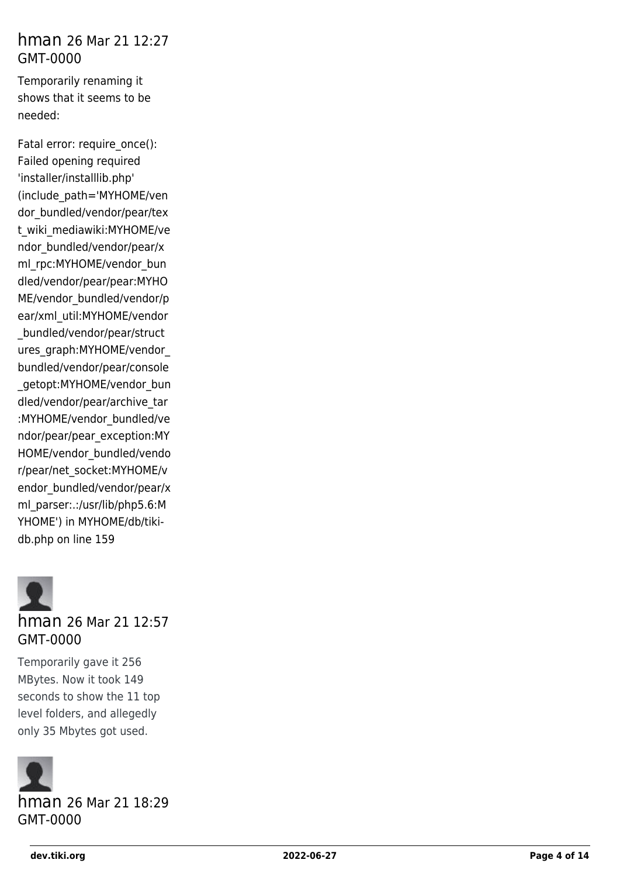## hman 26 Mar 21 12:27 GMT-0000

Temporarily renaming it shows that it seems to be needed:

Fatal error: require_once(): Failed opening required 'installer/installlib.php' (include_path='MYHOME/vendor_bundled/vendor/pear/text_wiki_mediawiki:MYHOME/vendor_bundled/vendor/pear/xml_rpc:MYHOME/vendor_bundled/vendor/pear/pear:MYHOME/vendor_bundled/vendor/pear/xml_util:MYHOME/vendor_bundled/vendor/pear/structures_graph:MYHOME/vendor_bundled/vendor/pear/console_getopt:MYHOME/vendor_bundled/vendor/pear/archive_tar:MYHOME/vendor_bundled/vendor/pear/pear_exception:MYHOME/vendor_bundled/vendor/pear/net_socket:MYHOME/vendor_bundled/vendor/pear/xml_parser:.:/usr/lib/php5.6:MYHOME') in MYHOME/db/tiki-db.php on line 159

## hman 26 Mar 21 12:57 GMT-0000

Temporarily gave it 256 MBytes. Now it took 149 seconds to show the 11 top level folders, and allegedly only 35 Mbytes got used.

## hman 26 Mar 21 18:29 GMT-0000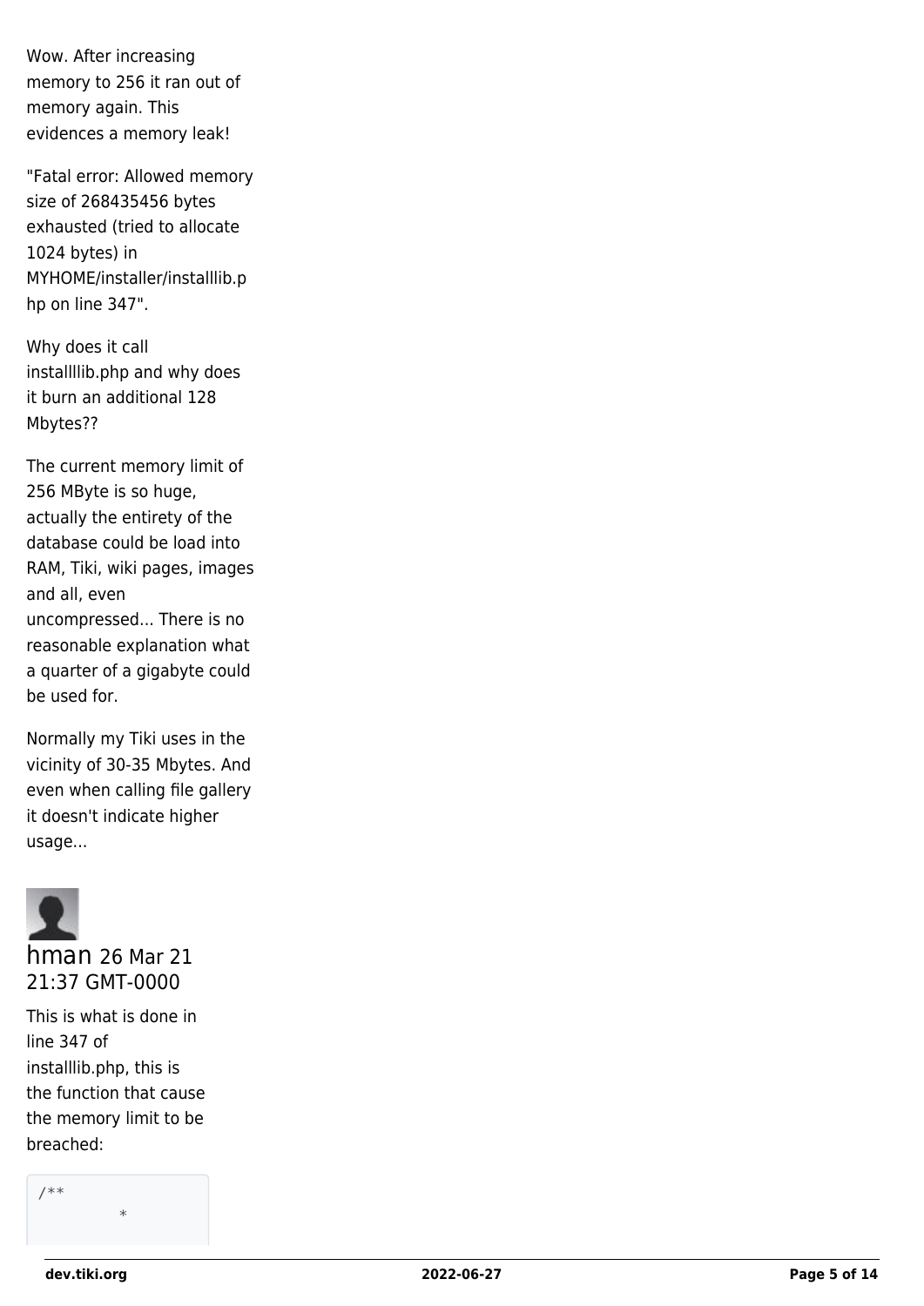Wow. After increasing memory to 256 it ran out of memory again. This evidences a memory leak!

"Fatal error: Allowed memory size of 268435456 bytes exhausted (tried to allocate 1024 bytes) in MYHOME/installer/installlib.php on line 347".

Why does it call installlib.php and why does it burn an additional 128 Mbytes??

The current memory limit of 256 MByte is so huge, actually the entirety of the database could be load into RAM, Tiki, wiki pages, images and all, even uncompressed... There is no reasonable explanation what a quarter of a gigabyte could be used for.

Normally my Tiki uses in the vicinity of 30-35 Mbytes. And even when calling file gallery it doesn't indicate higher usage...

hman 26 Mar 21 21:37 GMT-0000

This is what is done in line 347 of installlib.php, this is the function that cause the memory limit to be breached:

```
/**
         *
```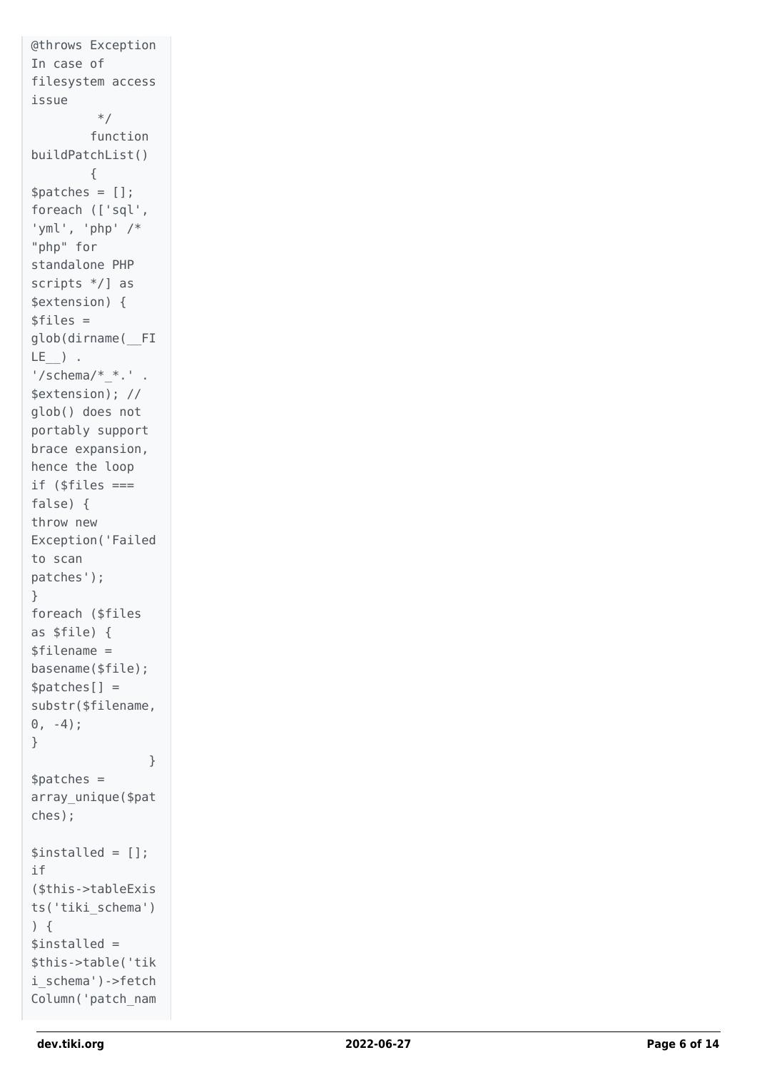```
@throws Exception
In case of
filesystem access
issue
         */
        function
buildPatchList()
        {
$patches = [];
foreach (['sql',
'yml', 'php' /*
"php" for
standalone PHP
scripts */] as
$extension) {
$files =
glob(dirname(__FI
LE__) .
'/schema/*_*.' .
$extension); //
glob() does not
portably support
brace expansion,
hence the loop
if ($files ===
false) {
throw new
Exception('Failed
to scan
patches');
}
foreach ($files
as $file) {
$filename =
basename($file);
$patches[] =
substr($filename,
0, -4);
}
                }
$patches =
array_unique($pat
ches);

$installed = [];
if
($this->tableExis
ts('tiki_schema')
) {
$installed =
$this->table('tik
i_schema')->fetch
Column('patch_nam
```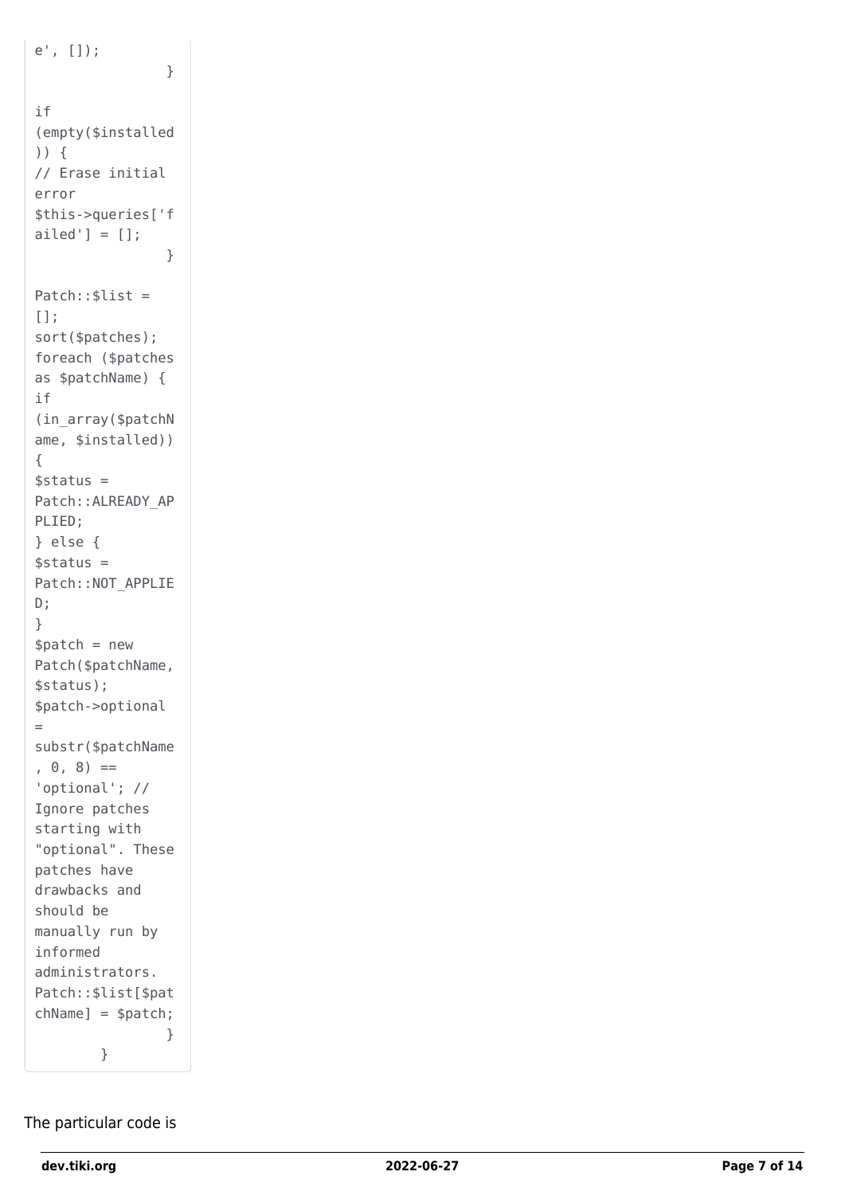```
e', []);
                }

if
(empty($installed
)) {
// Erase initial
error
$this->queries['f
ailed'] = [];
                }

Patch::$list =
[];
sort($patches);
foreach ($patches
as $patchName) {
if
(in_array($patchN
ame, $installed))
{
$status =
Patch::ALREADY_AP
PLIED;
} else {
$status =
Patch::NOT_APPLIE
D;
}
$patch = new
Patch($patchName,
$status);
$patch->optional
=
substr($patchName
, 0, 8) ==
'optional'; //
Ignore patches
starting with
"optional". These
patches have
drawbacks and
should be
manually run by
informed
administrators.
Patch::$list[$pat
chName] = $patch;
                }
        }
```

The particular code is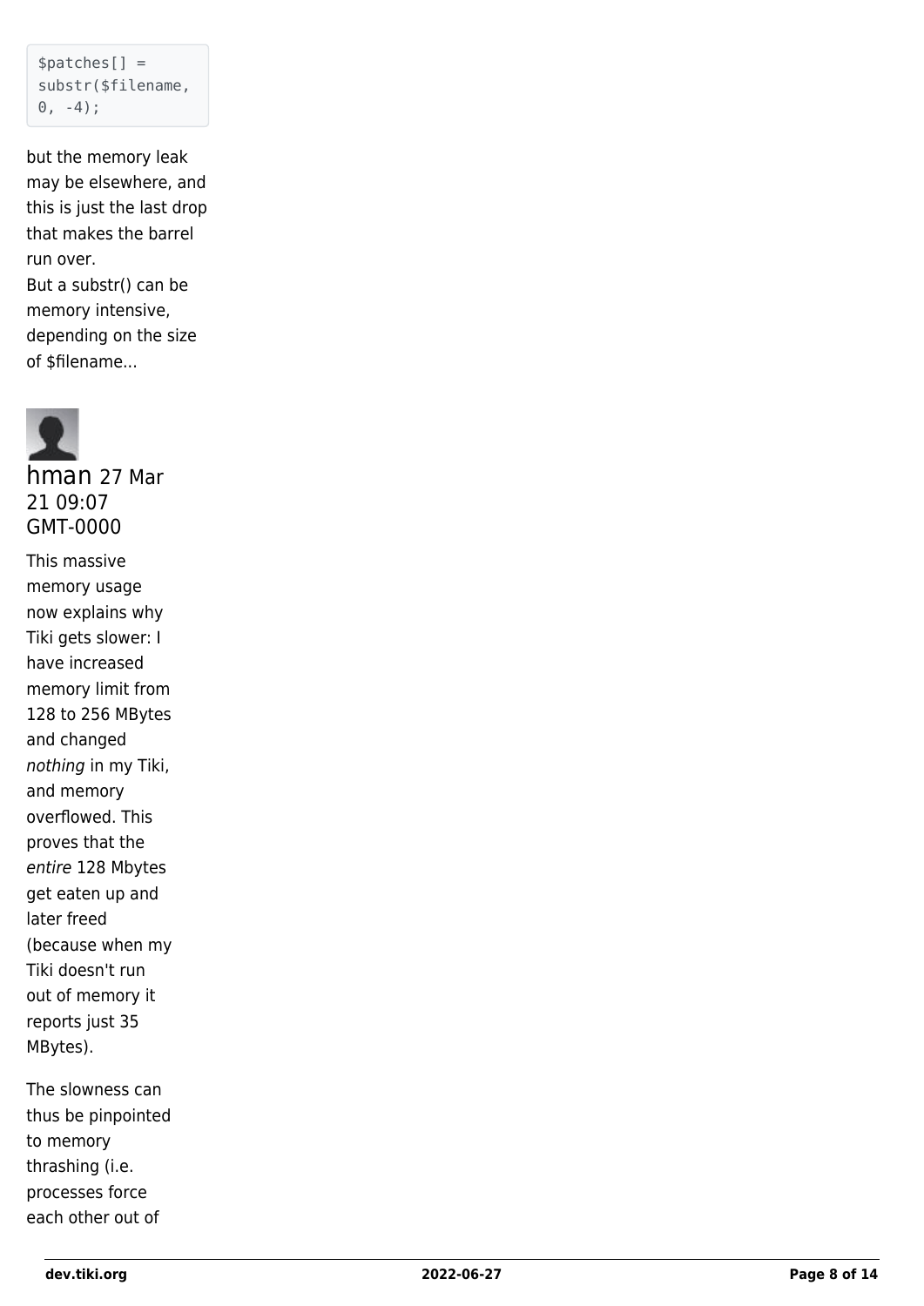```
$patches[] = substr($filename, 0, -4);
```

but the memory leak may be elsewhere, and this is just the last drop that makes the barrel run over.
But a substr() can be memory intensive, depending on the size of $filename...

hman 27 Mar 21 09:07 GMT-0000

This massive memory usage now explains why Tiki gets slower: I have increased memory limit from 128 to 256 MBytes and changed *nothing* in my Tiki, and memory overflowed. This proves that the *entire* 128 Mbytes get eaten up and later freed (because when my Tiki doesn't run out of memory it reports just 35 MBytes).

The slowness can thus be pinpointed to memory thrashing (i.e. processes force each other out of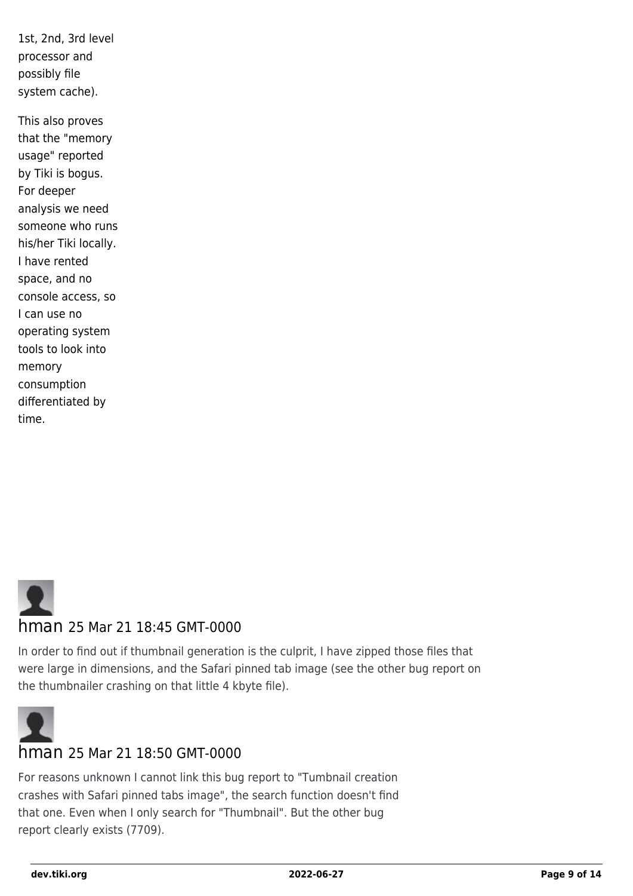1st, 2nd, 3rd level processor and possibly file system cache).

This also proves that the "memory usage" reported by Tiki is bogus. For deeper analysis we need someone who runs his/her Tiki locally. I have rented space, and no console access, so I can use no operating system tools to look into memory consumption differentiated by time.

### hman 25 Mar 21 18:45 GMT-0000

In order to find out if thumbnail generation is the culprit, I have zipped those files that were large in dimensions, and the Safari pinned tab image (see the other bug report on the thumbnailer crashing on that little 4 kbyte file).

### hman 25 Mar 21 18:50 GMT-0000

For reasons unknown I cannot link this bug report to "Tumbnail creation crashes with Safari pinned tabs image", the search function doesn't find that one. Even when I only search for "Thumbnail". But the other bug report clearly exists (7709).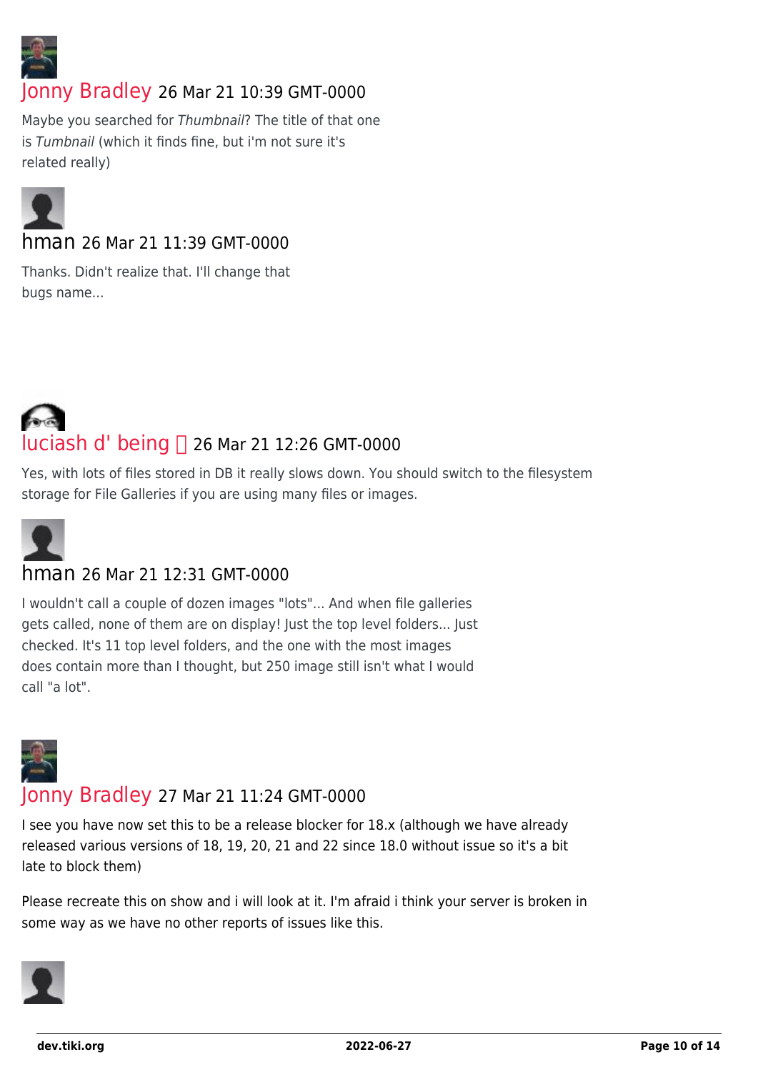**Jonny Bradley** 26 Mar 21 10:39 GMT-0000

Maybe you searched for *Thumbnail*? The title of that one is *Tumbnail* (which it finds fine, but i'm not sure it's related really)

**hman** 26 Mar 21 11:39 GMT-0000

Thanks. Didn't realize that. I'll change that bugs name...

**luciash d' being** 26 Mar 21 12:26 GMT-0000

Yes, with lots of files stored in DB it really slows down. You should switch to the filesystem storage for File Galleries if you are using many files or images.

**hman** 26 Mar 21 12:31 GMT-0000

I wouldn't call a couple of dozen images "lots"... And when file galleries gets called, none of them are on display! Just the top level folders... Just checked. It's 11 top level folders, and the one with the most images does contain more than I thought, but 250 image still isn't what I would call "a lot".

**Jonny Bradley** 27 Mar 21 11:24 GMT-0000

I see you have now set this to be a release blocker for 18.x (although we have already released various versions of 18, 19, 20, 21 and 22 since 18.0 without issue so it's a bit late to block them)

Please recreate this on show and i will look at it. I'm afraid i think your server is broken in some way as we have no other reports of issues like this.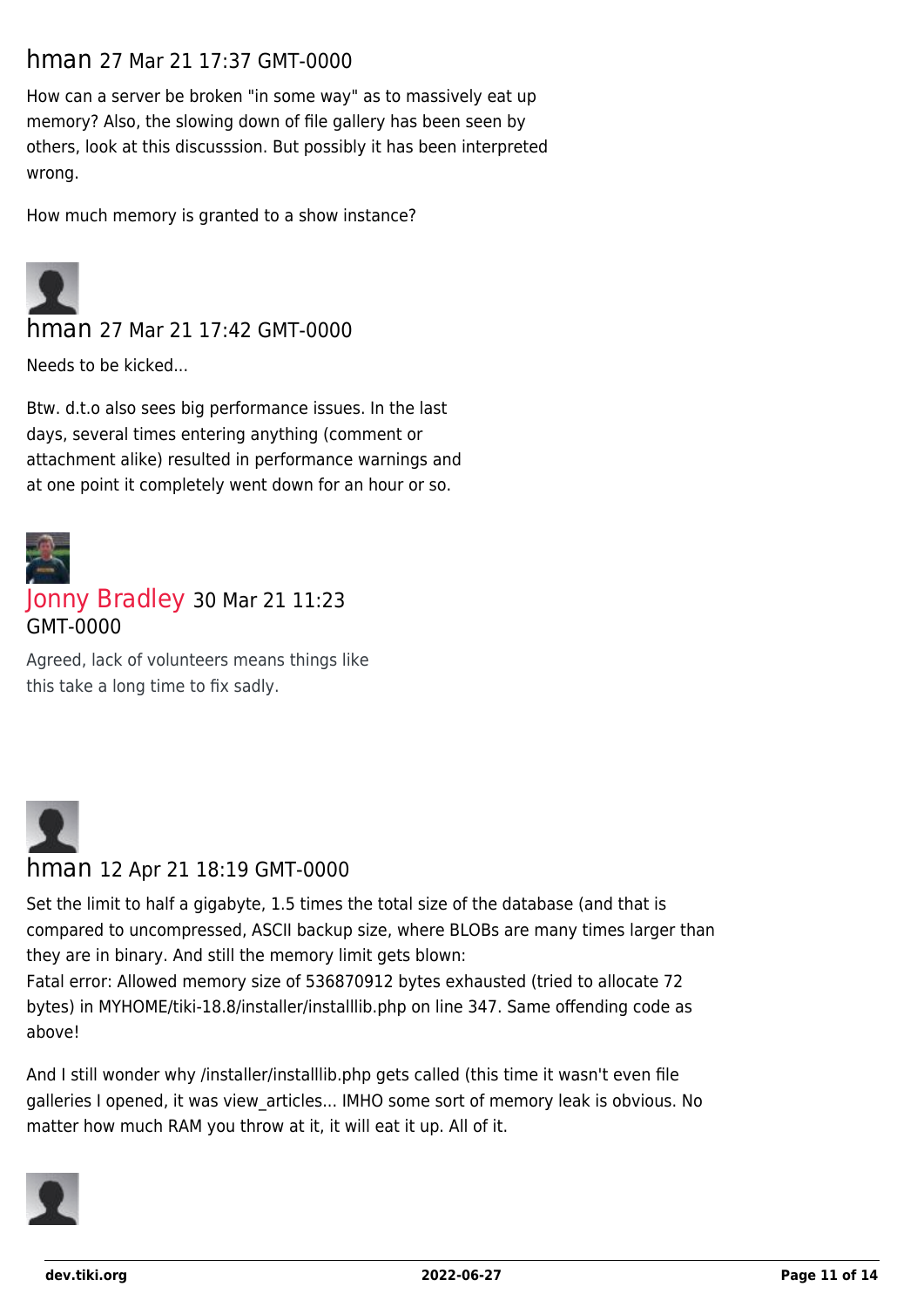hman 27 Mar 21 17:37 GMT-0000

How can a server be broken "in some way" as to massively eat up memory? Also, the slowing down of file gallery has been seen by others, look at this discusssion. But possibly it has been interpreted wrong.

How much memory is granted to a show instance?

hman 27 Mar 21 17:42 GMT-0000

Needs to be kicked...

Btw. d.t.o also sees big performance issues. In the last days, several times entering anything (comment or attachment alike) resulted in performance warnings and at one point it completely went down for an hour or so.

Jonny Bradley 30 Mar 21 11:23 GMT-0000

Agreed, lack of volunteers means things like this take a long time to fix sadly.

hman 12 Apr 21 18:19 GMT-0000

Set the limit to half a gigabyte, 1.5 times the total size of the database (and that is compared to uncompressed, ASCII backup size, where BLOBs are many times larger than they are in binary. And still the memory limit gets blown:
Fatal error: Allowed memory size of 536870912 bytes exhausted (tried to allocate 72 bytes) in MYHOME/tiki-18.8/installer/installlib.php on line 347. Same offending code as above!

And I still wonder why /installer/installlib.php gets called (this time it wasn't even file galleries I opened, it was view_articles... IMHO some sort of memory leak is obvious. No matter how much RAM you throw at it, it will eat it up. All of it.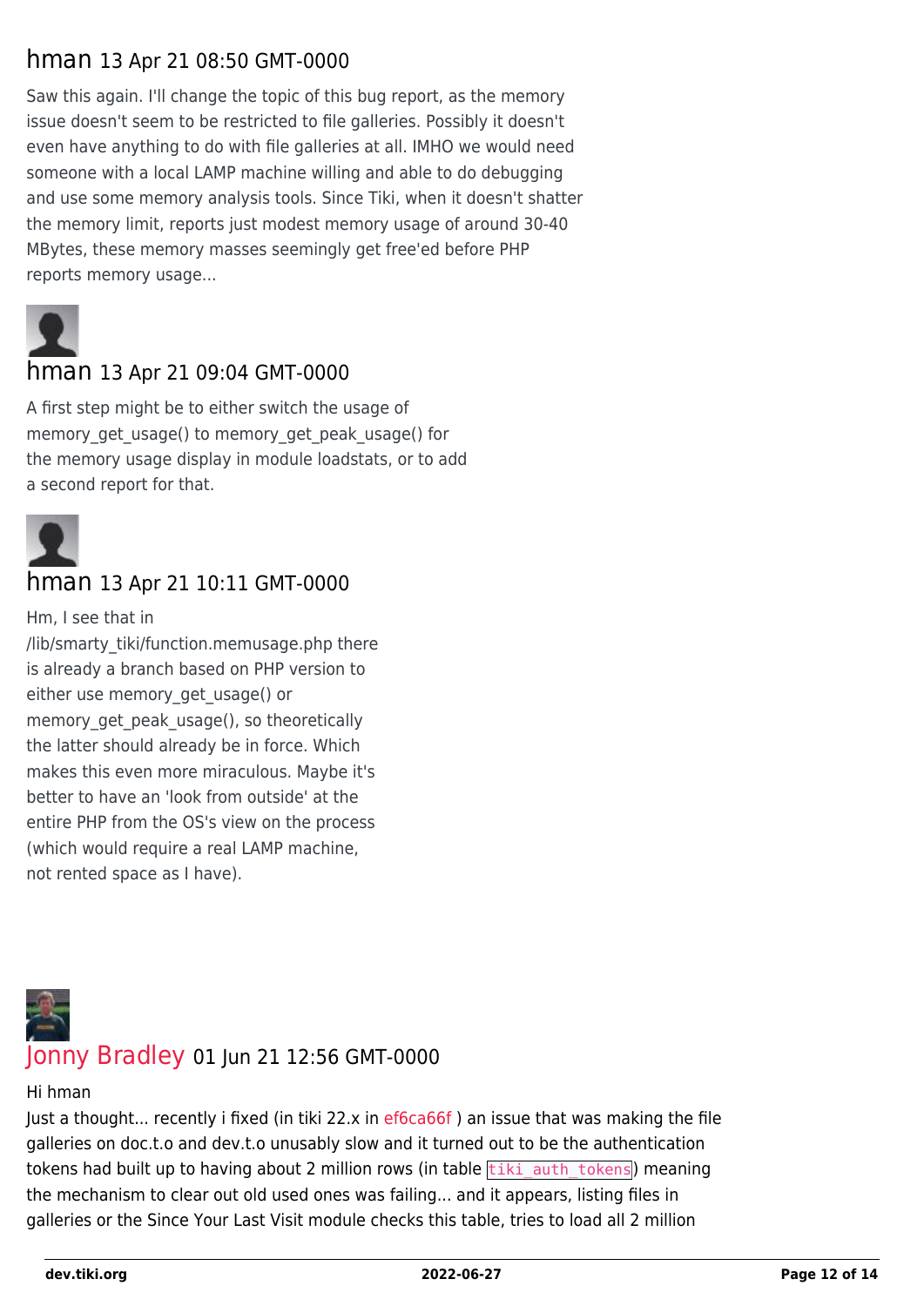## hman 13 Apr 21 08:50 GMT-0000

Saw this again. I'll change the topic of this bug report, as the memory issue doesn't seem to be restricted to file galleries. Possibly it doesn't even have anything to do with file galleries at all. IMHO we would need someone with a local LAMP machine willing and able to do debugging and use some memory analysis tools. Since Tiki, when it doesn't shatter the memory limit, reports just modest memory usage of around 30-40 MBytes, these memory masses seemingly get free'ed before PHP reports memory usage...

## hman 13 Apr 21 09:04 GMT-0000

A first step might be to either switch the usage of memory_get_usage() to memory_get_peak_usage() for the memory usage display in module loadstats, or to add a second report for that.

## hman 13 Apr 21 10:11 GMT-0000

Hm, I see that in /lib/smarty_tiki/function.memusage.php there is already a branch based on PHP version to either use memory_get_usage() or memory_get_peak_usage(), so theoretically the latter should already be in force. Which makes this even more miraculous. Maybe it's better to have an 'look from outside' at the entire PHP from the OS's view on the process (which would require a real LAMP machine, not rented space as I have).

## Jonny Bradley 01 Jun 21 12:56 GMT-0000

Hi hman

Just a thought... recently i fixed (in tiki 22.x in ef6ca66f ) an issue that was making the file galleries on doc.t.o and dev.t.o unusably slow and it turned out to be the authentication tokens had built up to having about 2 million rows (in table `tiki_auth_tokens`) meaning the mechanism to clear out old used ones was failing... and it appears, listing files in galleries or the Since Your Last Visit module checks this table, tries to load all 2 million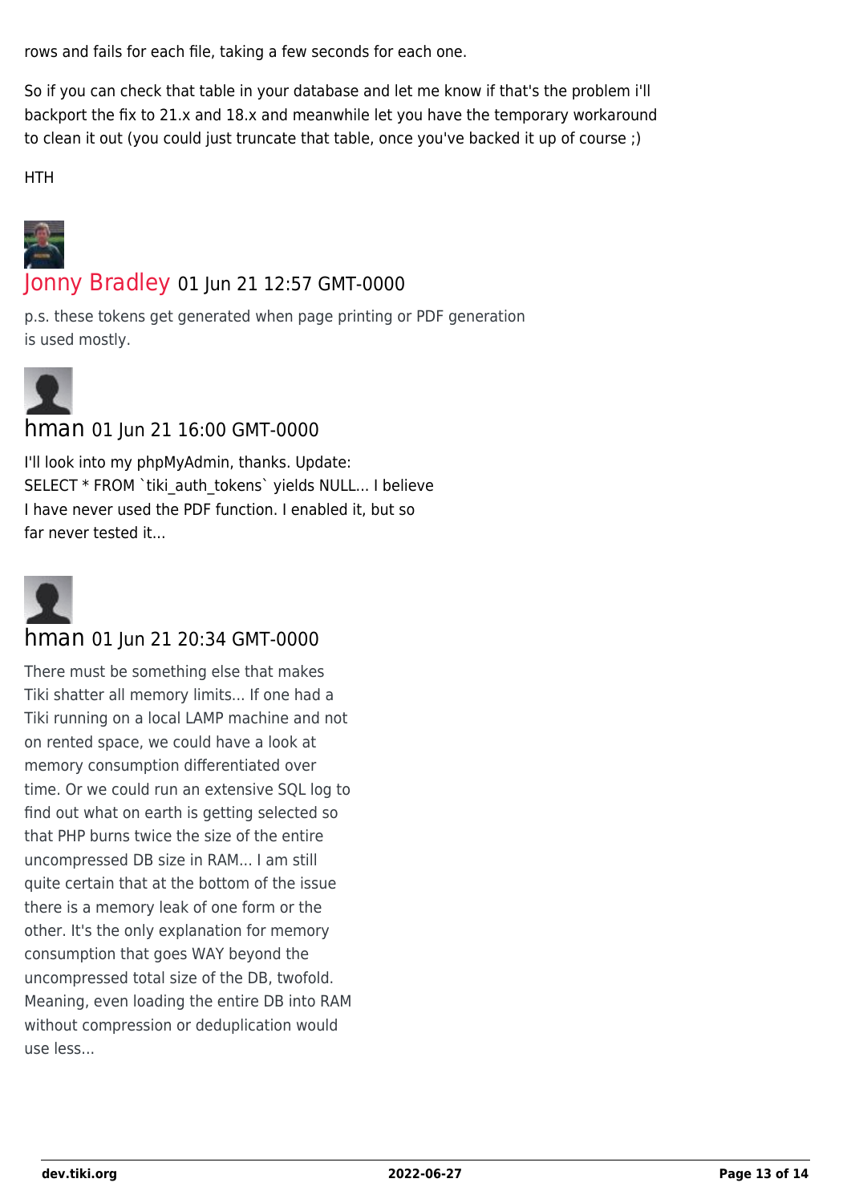rows and fails for each file, taking a few seconds for each one.

So if you can check that table in your database and let me know if that's the problem i'll backport the fix to 21.x and 18.x and meanwhile let you have the temporary workaround to clean it out (you could just truncate that table, once you've backed it up of course ;)

HTH

Jonny Bradley 01 Jun 21 12:57 GMT-0000

p.s. these tokens get generated when page printing or PDF generation is used mostly.

hman 01 Jun 21 16:00 GMT-0000

I'll look into my phpMyAdmin, thanks. Update: SELECT * FROM `tiki_auth_tokens` yields NULL... I believe I have never used the PDF function. I enabled it, but so far never tested it...

hman 01 Jun 21 20:34 GMT-0000

There must be something else that makes Tiki shatter all memory limits... If one had a Tiki running on a local LAMP machine and not on rented space, we could have a look at memory consumption differentiated over time. Or we could run an extensive SQL log to find out what on earth is getting selected so that PHP burns twice the size of the entire uncompressed DB size in RAM... I am still quite certain that at the bottom of the issue there is a memory leak of one form or the other. It's the only explanation for memory consumption that goes WAY beyond the uncompressed total size of the DB, twofold. Meaning, even loading the entire DB into RAM without compression or deduplication would use less...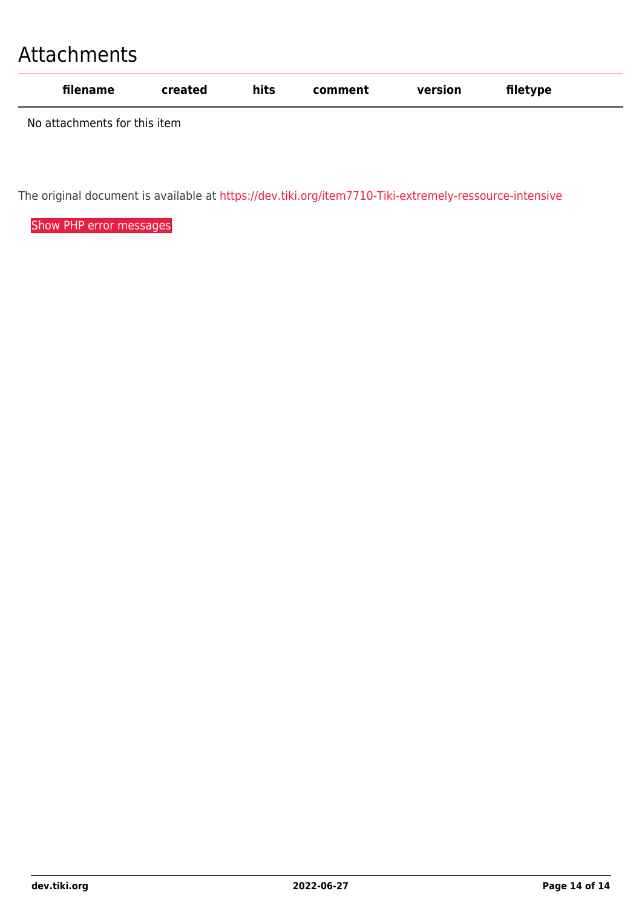## Attachments

| filename | created | hits | comment | version | filetype |
|---|---|---|---|---|---|

No attachments for this item

The original document is available at https://dev.tiki.org/item7710-Tiki-extremely-ressource-intensive

Show PHP error messages